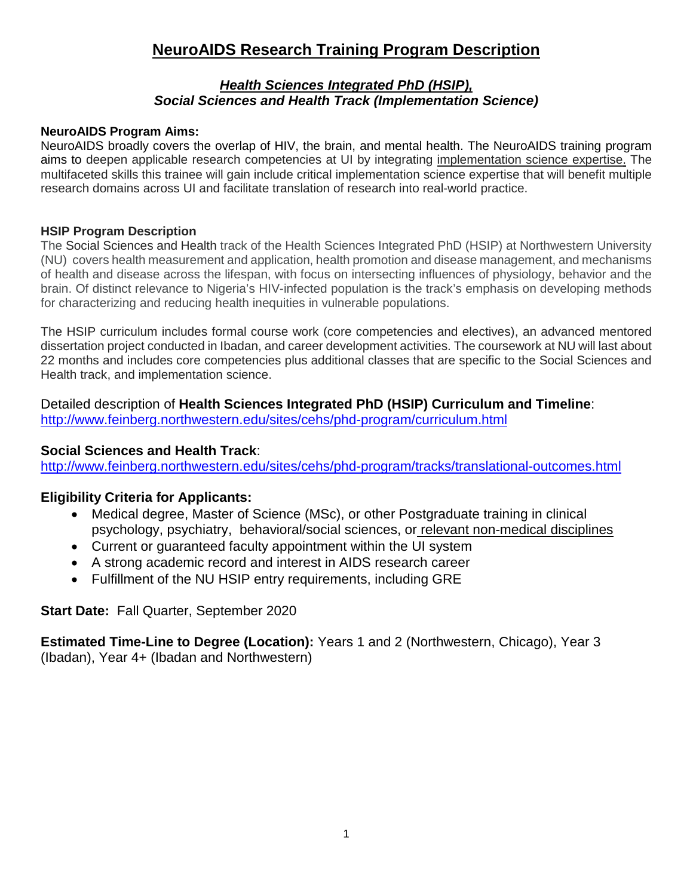# NeuroAIDS Research Training Program Description

## *Health Sciences Integrated PhD (HSIP), Social Sciences and Health Track (Implementation Science)*

**NeuroAIDS Program Aims:**

NeuroAIDS broadly covers the overlap of HIV, the brain, and mental health. The NeuroAIDS training program aims to deepen applicable research competencies at UI by integrating implementation science expertise. The multifaceted skills this trainee will gain include critical implementation science expertise that will benefit multiple research domains across UI and facilitate translation of research into real-world practice.

**HSIP Program Description**

The Social Sciences and Health track of the Health Sciences Integrated PhD (HSIP) at Northwestern University (NU) covers health measurement and application, health promotion and disease management, and mechanisms of health and disease across the lifespan, with focus on intersecting influences of physiology, behavior and the brain. Of distinct relevance to Nigeria's HIV-infected population is the track's emphasis on developing methods for characterizing and reducing health inequities in vulnerable populations.

The HSIP curriculum includes formal course work (core competencies and electives), an advanced mentored dissertation project conducted in Ibadan, and career development activities. The coursework at NU will last about 22 months and includes core competencies plus additional classes that are specific to the Social Sciences and Health track, and implementation science.

Detailed description of **Health Sciences Integrated PhD (HSIP) Curriculum and Timeline**:
http://www.feinberg.northwestern.edu/sites/cehs/phd-program/curriculum.html

**Social Sciences and Health Track**:
http://www.feinberg.northwestern.edu/sites/cehs/phd-program/tracks/translational-outcomes.html

**Eligibility Criteria for Applicants:**

- Medical degree, Master of Science (MSc), or other Postgraduate training in clinical psychology, psychiatry, behavioral/social sciences, or relevant non-medical disciplines
- Current or guaranteed faculty appointment within the UI system
- A strong academic record and interest in AIDS research career
- Fulfillment of the NU HSIP entry requirements, including GRE

**Start Date:** Fall Quarter, September 2020

**Estimated Time-Line to Degree (Location):** Years 1 and 2 (Northwestern, Chicago), Year 3 (Ibadan), Year 4+ (Ibadan and Northwestern)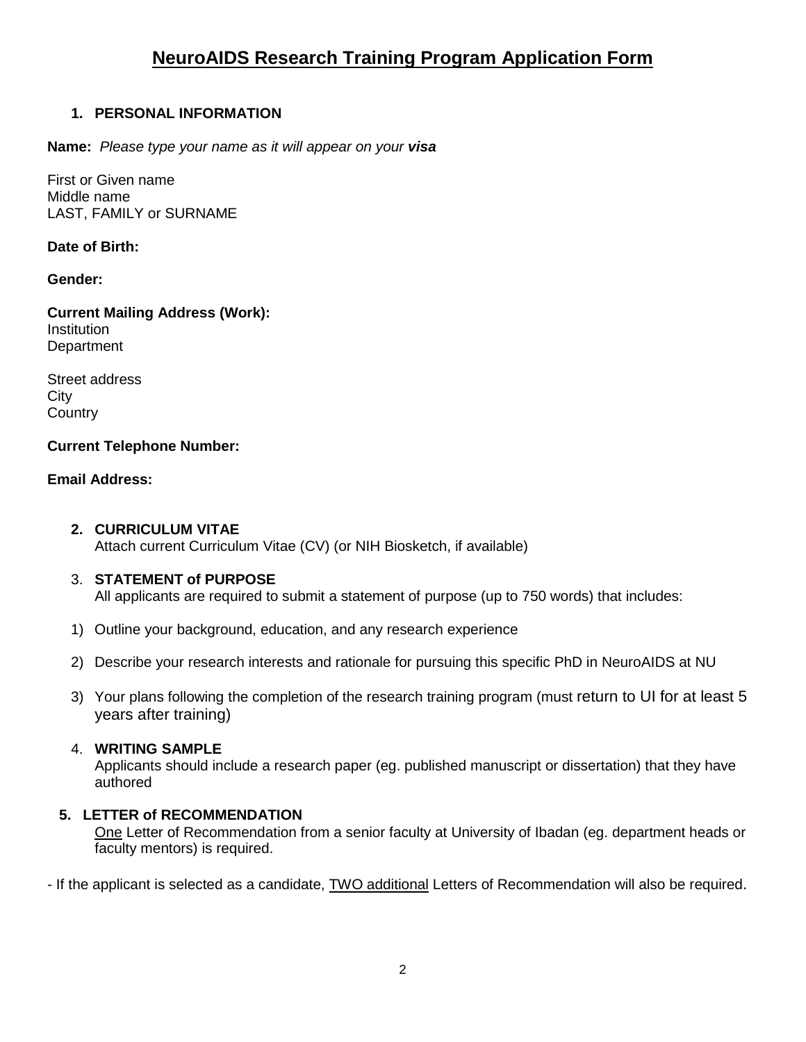# NeuroAIDS Research Training Program Application Form

1. **PERSONAL INFORMATION**

**Name:** *Please type your name as it will appear on your* ***visa***

First or Given name
Middle name
LAST, FAMILY or SURNAME

**Date of Birth:**

**Gender:**

**Current Mailing Address (Work):**
Institution
Department

Street address
City
Country

**Current Telephone Number:**

**Email Address:**

2. **CURRICULUM VITAE**
   Attach current Curriculum Vitae (CV) (or NIH Biosketch, if available)

3. **STATEMENT of PURPOSE**
   All applicants are required to submit a statement of purpose (up to 750 words) that includes:

   1) Outline your background, education, and any research experience
   2) Describe your research interests and rationale for pursuing this specific PhD in NeuroAIDS at NU
   3) Your plans following the completion of the research training program (must return to UI for at least 5 years after training)

4. **WRITING SAMPLE**
   Applicants should include a research paper (eg. published manuscript or dissertation) that they have authored

5. **LETTER of RECOMMENDATION**
   One Letter of Recommendation from a senior faculty at University of Ibadan (eg. department heads or faculty mentors) is required.

- If the applicant is selected as a candidate, TWO additional Letters of Recommendation will also be required.